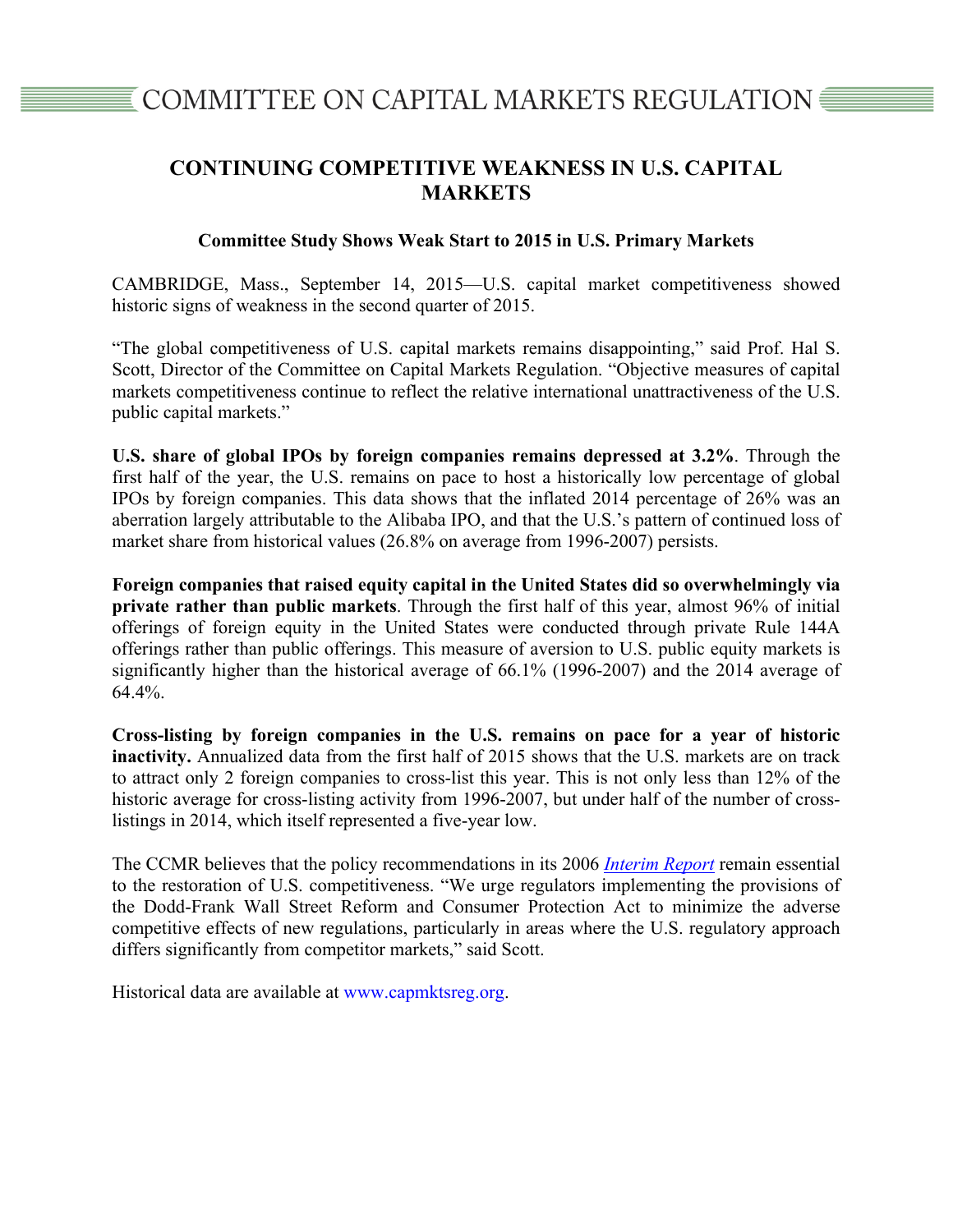# COMMITTEE ON CAPITAL MARKETS REGULATION

## CONTINUING COMPETITIVE WEAKNESS IN U.S. CAPITAL MARKETS

### Committee Study Shows Weak Start to 2015 in U.S. Primary Markets

CAMBRIDGE, Mass., September 14, 2015—U.S. capital market competitiveness showed historic signs of weakness in the second quarter of 2015.

"The global competitiveness of U.S. capital markets remains disappointing," said Prof. Hal S. Scott, Director of the Committee on Capital Markets Regulation. "Objective measures of capital markets competitiveness continue to reflect the relative international unattractiveness of the U.S. public capital markets."

**U.S. share of global IPOs by foreign companies remains depressed at 3.2%**. Through the first half of the year, the U.S. remains on pace to host a historically low percentage of global IPOs by foreign companies. This data shows that the inflated 2014 percentage of 26% was an aberration largely attributable to the Alibaba IPO, and that the U.S.'s pattern of continued loss of market share from historical values (26.8% on average from 1996-2007) persists.

**Foreign companies that raised equity capital in the United States did so overwhelmingly via private rather than public markets**. Through the first half of this year, almost 96% of initial offerings of foreign equity in the United States were conducted through private Rule 144A offerings rather than public offerings. This measure of aversion to U.S. public equity markets is significantly higher than the historical average of 66.1% (1996-2007) and the 2014 average of 64.4%.

**Cross-listing by foreign companies in the U.S. remains on pace for a year of historic inactivity.** Annualized data from the first half of 2015 shows that the U.S. markets are on track to attract only 2 foreign companies to cross-list this year. This is not only less than 12% of the historic average for cross-listing activity from 1996-2007, but under half of the number of cross-listings in 2014, which itself represented a five-year low.

The CCMR believes that the policy recommendations in its 2006 *Interim Report* remain essential to the restoration of U.S. competitiveness. "We urge regulators implementing the provisions of the Dodd-Frank Wall Street Reform and Consumer Protection Act to minimize the adverse competitive effects of new regulations, particularly in areas where the U.S. regulatory approach differs significantly from competitor markets," said Scott.

Historical data are available at www.capmktsreg.org.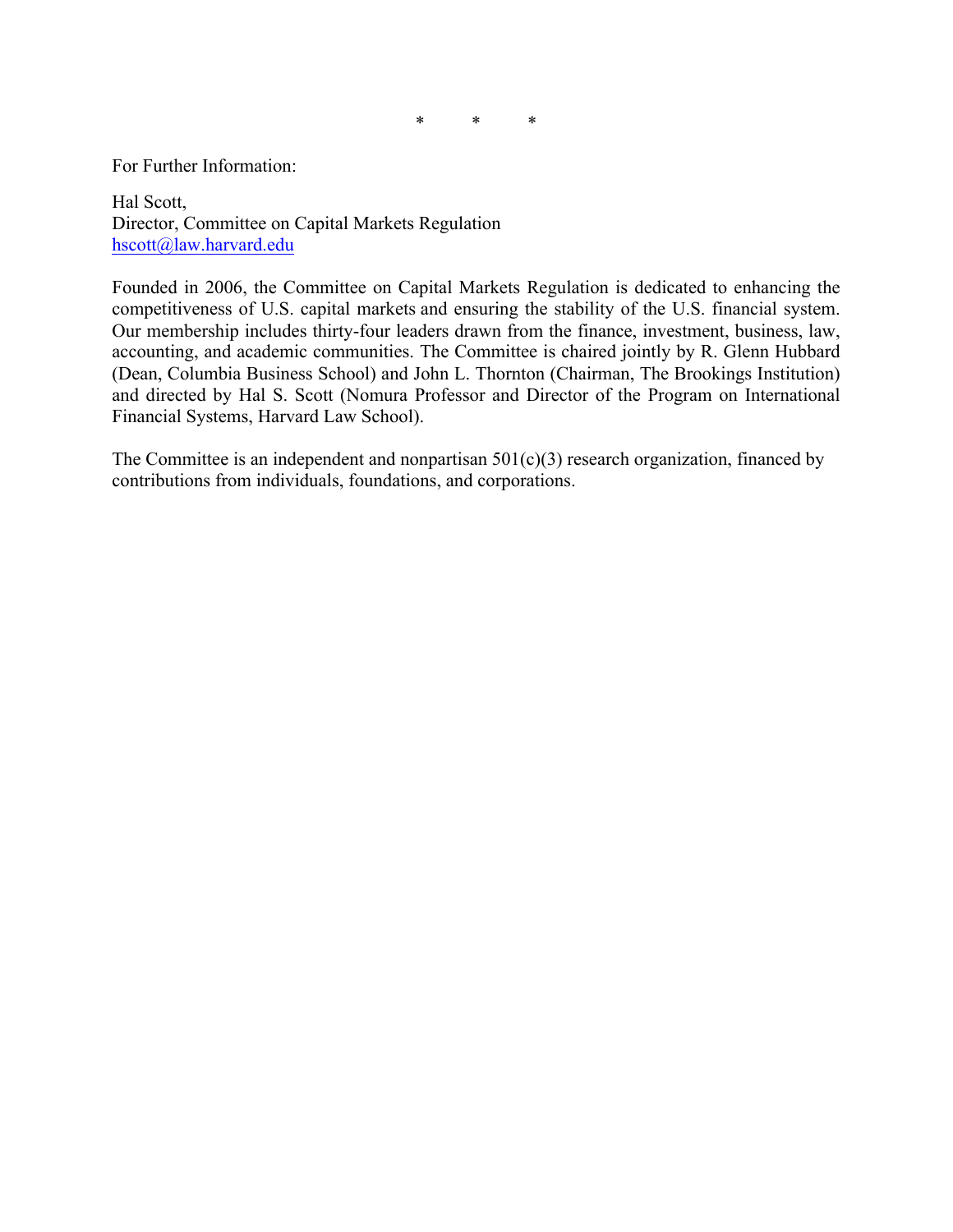\*        \*        \*

For Further Information:

Hal Scott,  
Director, Committee on Capital Markets Regulation  
hscott@law.harvard.edu

Founded in 2006, the Committee on Capital Markets Regulation is dedicated to enhancing the competitiveness of U.S. capital markets and ensuring the stability of the U.S. financial system. Our membership includes thirty-four leaders drawn from the finance, investment, business, law, accounting, and academic communities. The Committee is chaired jointly by R. Glenn Hubbard (Dean, Columbia Business School) and John L. Thornton (Chairman, The Brookings Institution) and directed by Hal S. Scott (Nomura Professor and Director of the Program on International Financial Systems, Harvard Law School).

The Committee is an independent and nonpartisan 501(c)(3) research organization, financed by contributions from individuals, foundations, and corporations.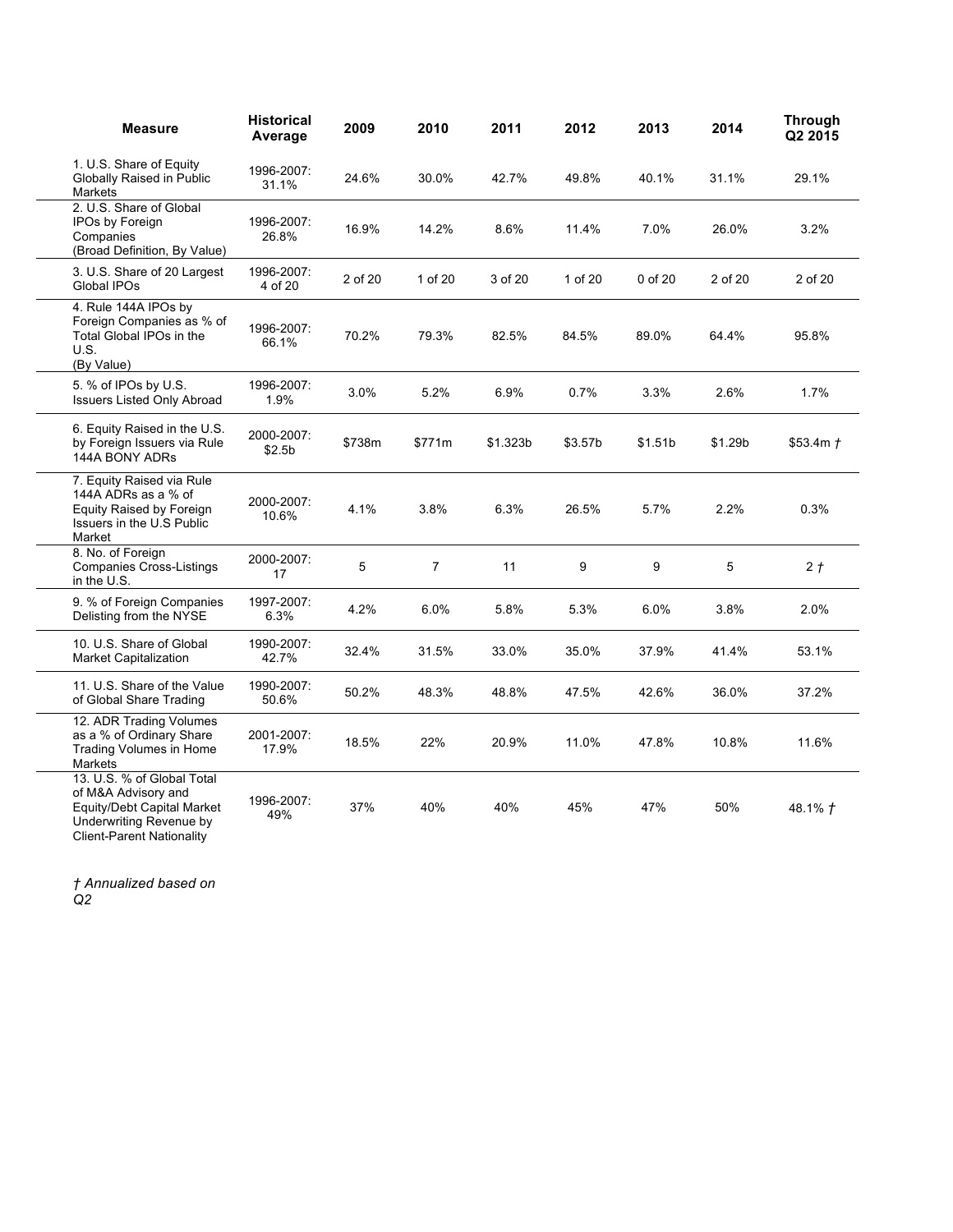| Measure | Historical Average | 2009 | 2010 | 2011 | 2012 | 2013 | 2014 | Through Q2 2015 |
|---|---|---|---|---|---|---|---|---|
| 1. U.S. Share of Equity Globally Raised in Public Markets | 1996-2007: 31.1% | 24.6% | 30.0% | 42.7% | 49.8% | 40.1% | 31.1% | 29.1% |
| 2. U.S. Share of Global IPOs by Foreign Companies (Broad Definition, By Value) | 1996-2007: 26.8% | 16.9% | 14.2% | 8.6% | 11.4% | 7.0% | 26.0% | 3.2% |
| 3. U.S. Share of 20 Largest Global IPOs | 1996-2007: 4 of 20 | 2 of 20 | 1 of 20 | 3 of 20 | 1 of 20 | 0 of 20 | 2 of 20 | 2 of 20 |
| 4. Rule 144A IPOs by Foreign Companies as % of Total Global IPOs in the U.S. (By Value) | 1996-2007: 66.1% | 70.2% | 79.3% | 82.5% | 84.5% | 89.0% | 64.4% | 95.8% |
| 5. % of IPOs by U.S. Issuers Listed Only Abroad | 1996-2007: 1.9% | 3.0% | 5.2% | 6.9% | 0.7% | 3.3% | 2.6% | 1.7% |
| 6. Equity Raised in the U.S. by Foreign Issuers via Rule 144A BONY ADRs | 2000-2007: $2.5b | $738m | $771m | $1.323b | $3.57b | $1.51b | $1.29b | $53.4m † |
| 7. Equity Raised via Rule 144A ADRs as a % of Equity Raised by Foreign Issuers in the U.S Public Market | 2000-2007: 10.6% | 4.1% | 3.8% | 6.3% | 26.5% | 5.7% | 2.2% | 0.3% |
| 8. No. of Foreign Companies Cross-Listings in the U.S. | 2000-2007: 17 | 5 | 7 | 11 | 9 | 9 | 5 | 2 † |
| 9. % of Foreign Companies Delisting from the NYSE | 1997-2007: 6.3% | 4.2% | 6.0% | 5.8% | 5.3% | 6.0% | 3.8% | 2.0% |
| 10. U.S. Share of Global Market Capitalization | 1990-2007: 42.7% | 32.4% | 31.5% | 33.0% | 35.0% | 37.9% | 41.4% | 53.1% |
| 11. U.S. Share of the Value of Global Share Trading | 1990-2007: 50.6% | 50.2% | 48.3% | 48.8% | 47.5% | 42.6% | 36.0% | 37.2% |
| 12. ADR Trading Volumes as a % of Ordinary Share Trading Volumes in Home Markets | 2001-2007: 17.9% | 18.5% | 22% | 20.9% | 11.0% | 47.8% | 10.8% | 11.6% |
| 13. U.S. % of Global Total of M&A Advisory and Equity/Debt Capital Market Underwriting Revenue by Client-Parent Nationality | 1996-2007: 49% | 37% | 40% | 40% | 45% | 47% | 50% | 48.1% † |

*† Annualized based on Q2*